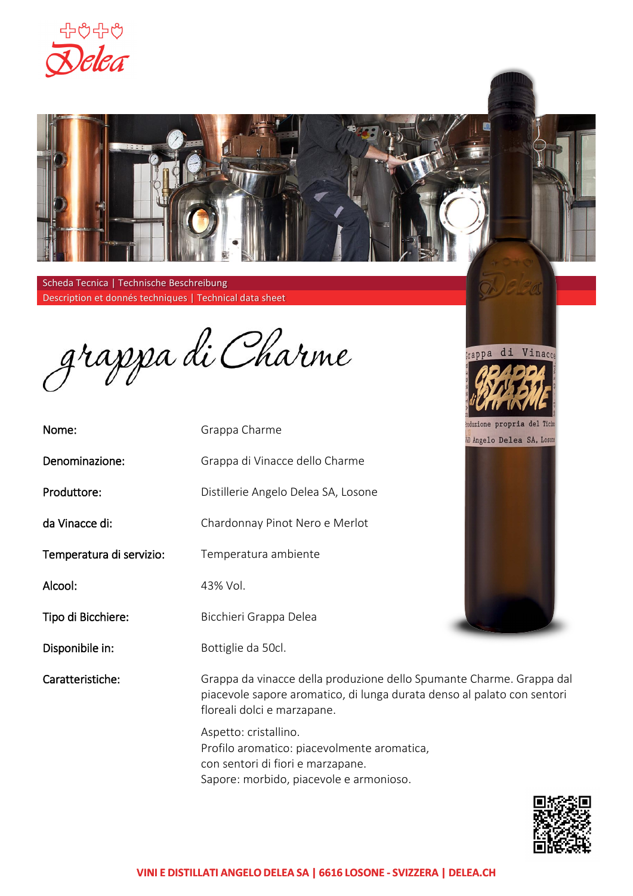Scheda Tecnica | Technische Beschreibung
Description et donnés techniques | Technical data sheet

# grappa di Charme

| | |
|---|---|
| Nome: | Grappa Charme |
| Denominazione: | Grappa di Vinacce dello Charme |
| Produttore: | Distillerie Angelo Delea SA, Losone |
| da Vinacce di: | Chardonnay Pinot Nero e Merlot |
| Temperatura di servizio: | Temperatura ambiente |
| Alcool: | 43% Vol. |
| Tipo di Bicchiere: | Bicchieri Grappa Delea |
| Disponibile in: | Bottiglie da 50cl. |
| Caratteristiche: | Grappa da vinacce della produzione dello Spumante Charme. Grappa dal piacevole sapore aromatico, di lunga durata denso al palato con sentori floreali dolci e marzapane. |

Aspetto: cristallino.
Profilo aromatico: piacevolmente aromatica, con sentori di fiori e marzapane.
Sapore: morbido, piacevole e armonioso.

**VINI E DISTILLATI ANGELO DELEA SA | 6616 LOSONE - SVIZZERA | DELEA.CH**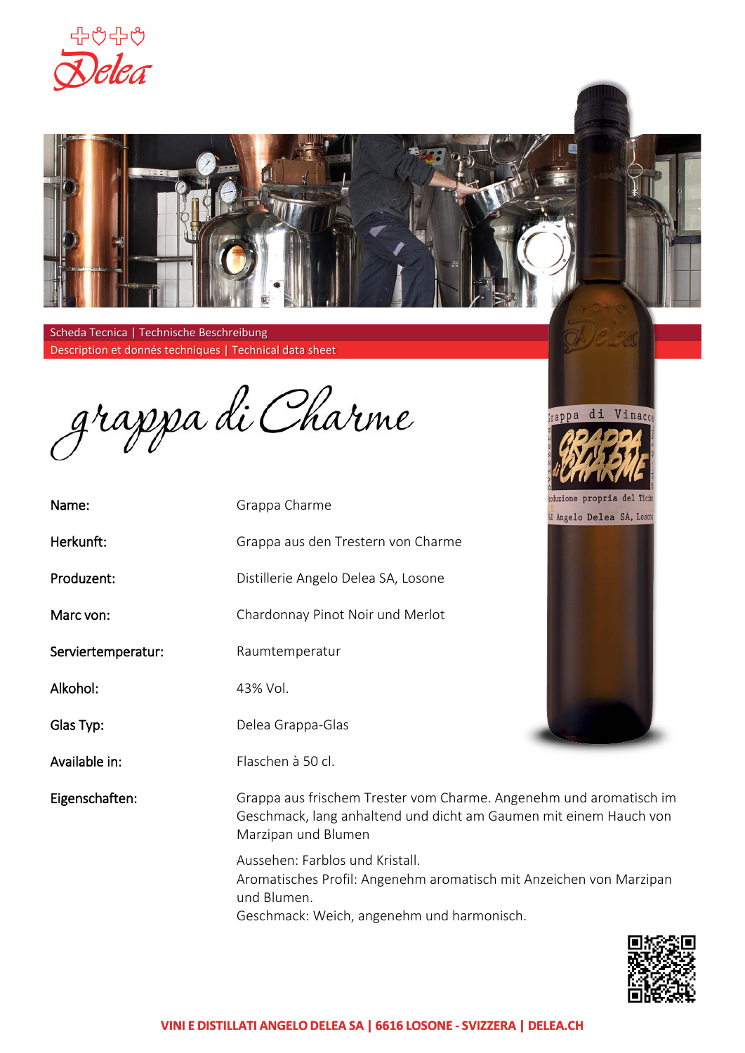Scheda Tecnica | Technische Beschreibung
Description et donnés techniques | Technical data sheet

# grappa di Charme

| | |
|---|---|
| Name: | Grappa Charme |
| Herkunft: | Grappa aus den Trestern von Charme |
| Produzent: | Distillerie Angelo Delea SA, Losone |
| Marc von: | Chardonnay Pinot Noir und Merlot |
| Serviertemperatur: | Raumtemperatur |
| Alkohol: | 43% Vol. |
| Glas Typ: | Delea Grappa-Glas |
| Available in: | Flaschen à 50 cl. |
| Eigenschaften: | Grappa aus frischem Trester vom Charme. Angenehm und aromatisch im Geschmack, lang anhaltend und dicht am Gaumen mit einem Hauch von Marzipan und Blumen |

Aussehen: Farblos und Kristall.
Aromatisches Profil: Angenehm aromatisch mit Anzeichen von Marzipan und Blumen.
Geschmack: Weich, angenehm und harmonisch.

**VINI E DISTILLATI ANGELO DELEA SA | 6616 LOSONE - SVIZZERA | DELEA.CH**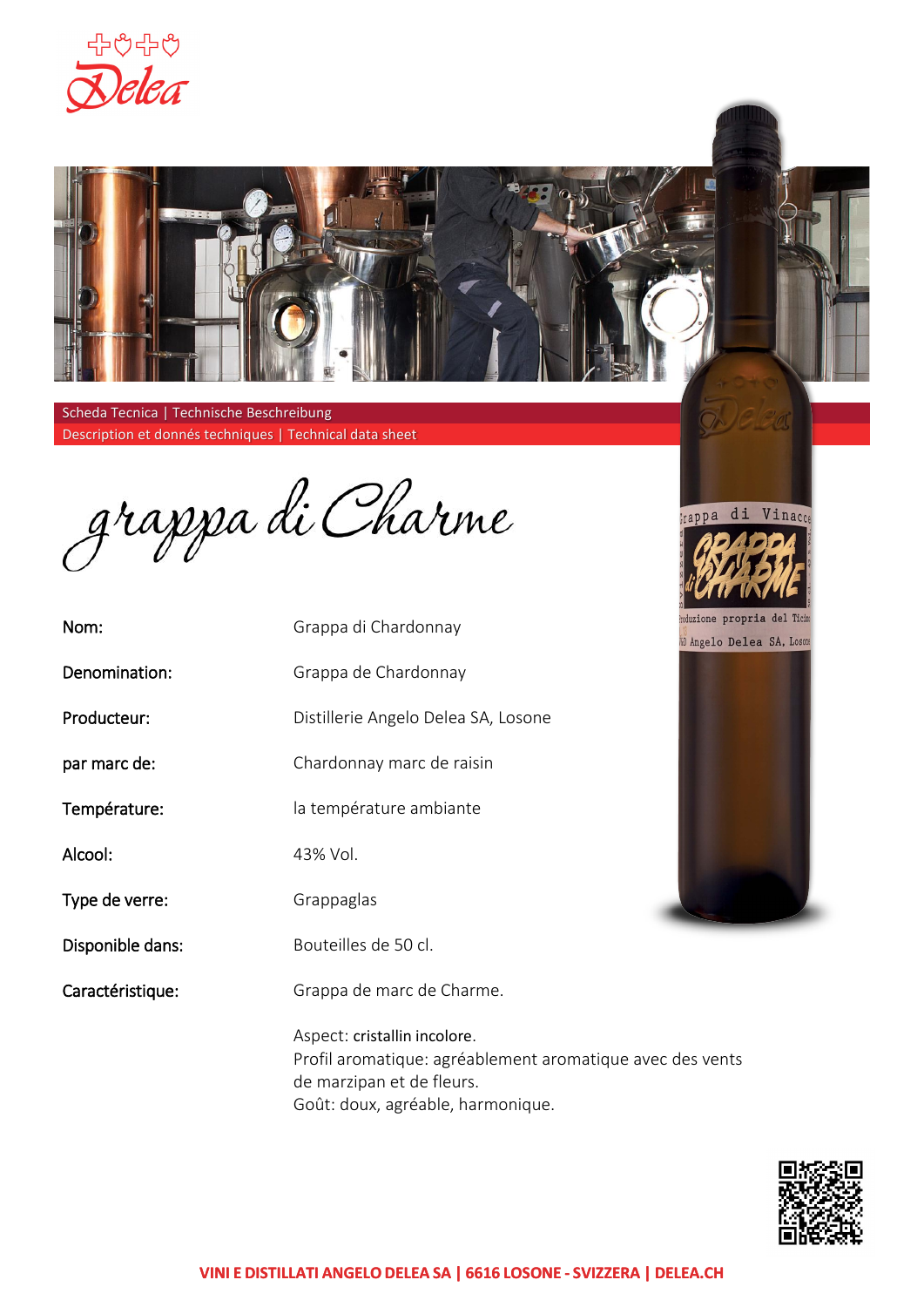Delea

Scheda Tecnica | Technische Beschreibung
Description et donnés techniques | Technical data sheet

# grappa di Charme

| | |
|---|---|
| Nom: | Grappa di Chardonnay |
| Denomination: | Grappa de Chardonnay |
| Producteur: | Distillerie Angelo Delea SA, Losone |
| par marc de: | Chardonnay marc de raisin |
| Température: | la température ambiante |
| Alcool: | 43% Vol. |
| Type de verre: | Grappaglas |
| Disponible dans: | Bouteilles de 50 cl. |
| Caractéristique: | Grappa de marc de Charme. |

Aspect: cristallin incolore.
Profil aromatique: agréablement aromatique avec des vents de marzipan et de fleurs.
Goût: doux, agréable, harmonique.

**VINI E DISTILLATI ANGELO DELEA SA | 6616 LOSONE - SVIZZERA | DELEA.CH**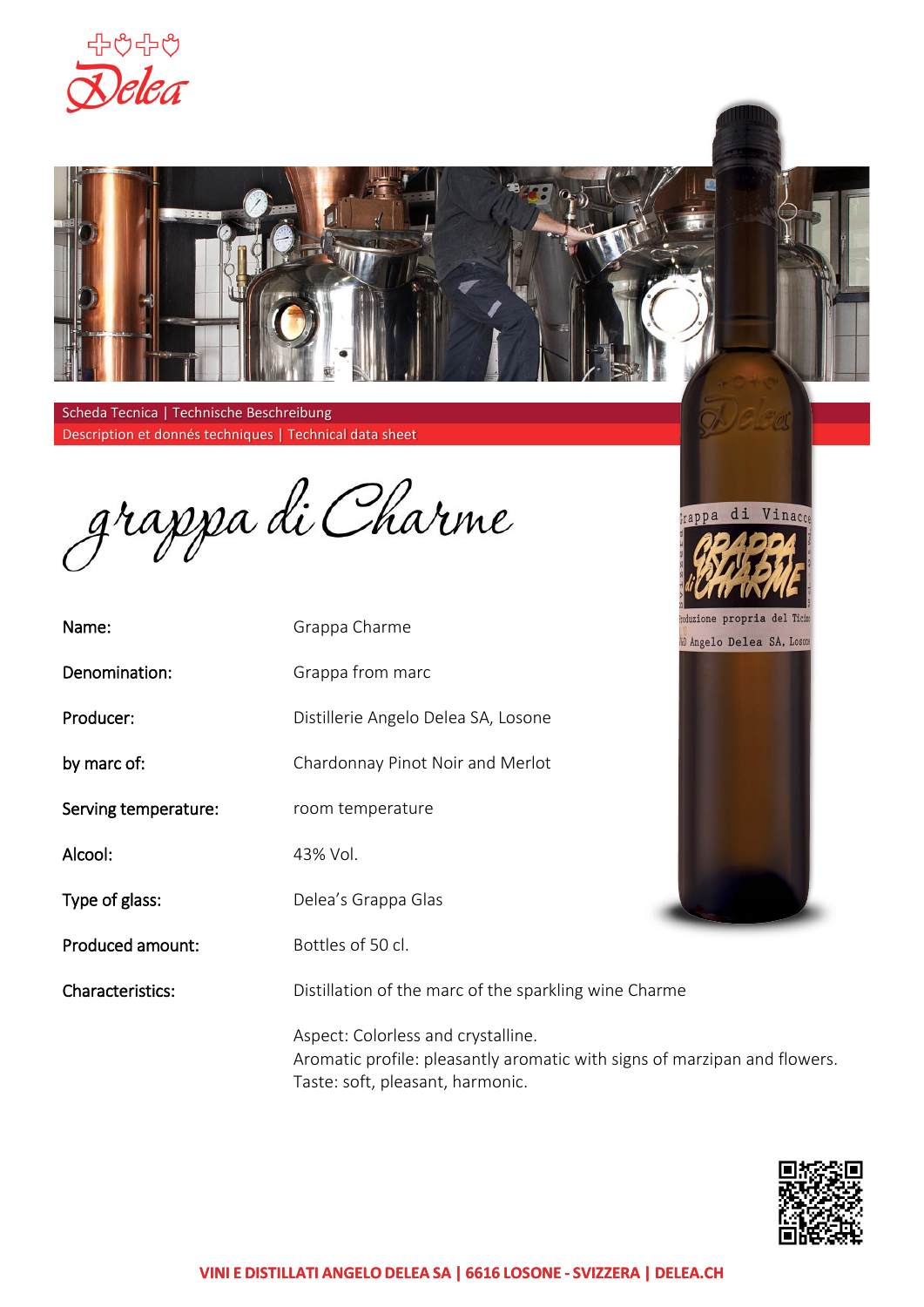Scheda Tecnica | Technische Beschreibung

Description et donnés techniques | Technical data sheet

# grappa di Charme

| | |
|---|---|
| Name: | Grappa Charme |
| Denomination: | Grappa from marc |
| Producer: | Distillerie Angelo Delea SA, Losone |
| by marc of: | Chardonnay Pinot Noir and Merlot |
| Serving temperature: | room temperature |
| Alcool: | 43% Vol. |
| Type of glass: | Delea's Grappa Glas |
| Produced amount: | Bottles of 50 cl. |
| Characteristics: | Distillation of the marc of the sparkling wine Charme |

Aspect: Colorless and crystalline.
Aromatic profile: pleasantly aromatic with signs of marzipan and flowers.
Taste: soft, pleasant, harmonic.

**VINI E DISTILLATI ANGELO DELEA SA | 6616 LOSONE - SVIZZERA | DELEA.CH**